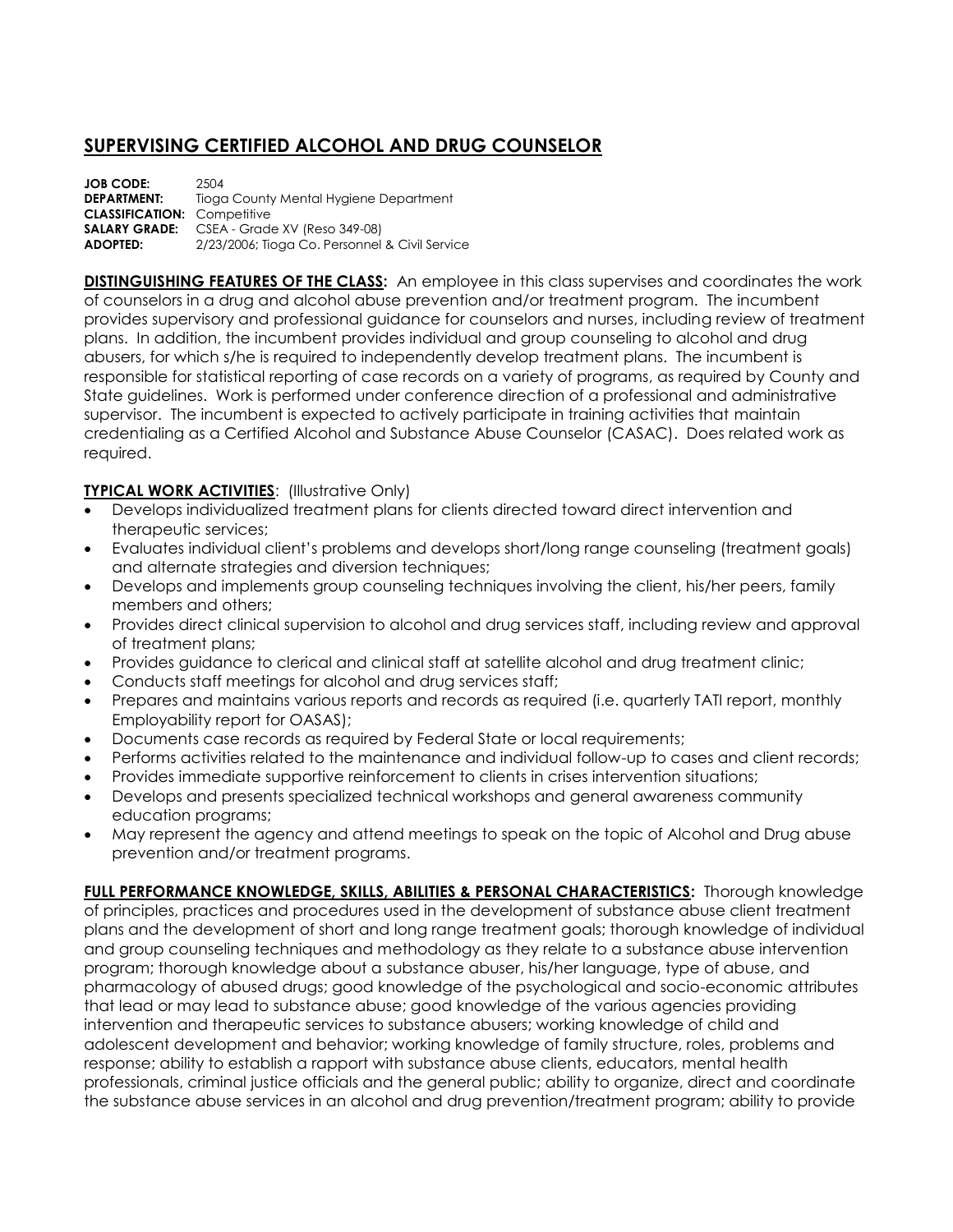# SUPERVISING CERTIFIED ALCOHOL AND DRUG COUNSELOR

**JOB CODE:** 2504
**DEPARTMENT:** Tioga County Mental Hygiene Department
**CLASSIFICATION:** Competitive
**SALARY GRADE:** CSEA - Grade XV (Reso 349-08)
**ADOPTED:** 2/23/2006; Tioga Co. Personnel & Civil Service

**DISTINGUISHING FEATURES OF THE CLASS:** An employee in this class supervises and coordinates the work of counselors in a drug and alcohol abuse prevention and/or treatment program. The incumbent provides supervisory and professional guidance for counselors and nurses, including review of treatment plans. In addition, the incumbent provides individual and group counseling to alcohol and drug abusers, for which s/he is required to independently develop treatment plans. The incumbent is responsible for statistical reporting of case records on a variety of programs, as required by County and State guidelines. Work is performed under conference direction of a professional and administrative supervisor. The incumbent is expected to actively participate in training activities that maintain credentialing as a Certified Alcohol and Substance Abuse Counselor (CASAC). Does related work as required.

**TYPICAL WORK ACTIVITIES**: (Illustrative Only)

- Develops individualized treatment plans for clients directed toward direct intervention and therapeutic services;
- Evaluates individual client's problems and develops short/long range counseling (treatment goals) and alternate strategies and diversion techniques;
- Develops and implements group counseling techniques involving the client, his/her peers, family members and others;
- Provides direct clinical supervision to alcohol and drug services staff, including review and approval of treatment plans;
- Provides guidance to clerical and clinical staff at satellite alcohol and drug treatment clinic;
- Conducts staff meetings for alcohol and drug services staff;
- Prepares and maintains various reports and records as required (i.e. quarterly TATI report, monthly Employability report for OASAS);
- Documents case records as required by Federal State or local requirements;
- Performs activities related to the maintenance and individual follow-up to cases and client records;
- Provides immediate supportive reinforcement to clients in crises intervention situations;
- Develops and presents specialized technical workshops and general awareness community education programs;
- May represent the agency and attend meetings to speak on the topic of Alcohol and Drug abuse prevention and/or treatment programs.

**FULL PERFORMANCE KNOWLEDGE, SKILLS, ABILITIES & PERSONAL CHARACTERISTICS:** Thorough knowledge of principles, practices and procedures used in the development of substance abuse client treatment plans and the development of short and long range treatment goals; thorough knowledge of individual and group counseling techniques and methodology as they relate to a substance abuse intervention program; thorough knowledge about a substance abuser, his/her language, type of abuse, and pharmacology of abused drugs; good knowledge of the psychological and socio-economic attributes that lead or may lead to substance abuse; good knowledge of the various agencies providing intervention and therapeutic services to substance abusers; working knowledge of child and adolescent development and behavior; working knowledge of family structure, roles, problems and response; ability to establish a rapport with substance abuse clients, educators, mental health professionals, criminal justice officials and the general public; ability to organize, direct and coordinate the substance abuse services in an alcohol and drug prevention/treatment program; ability to provide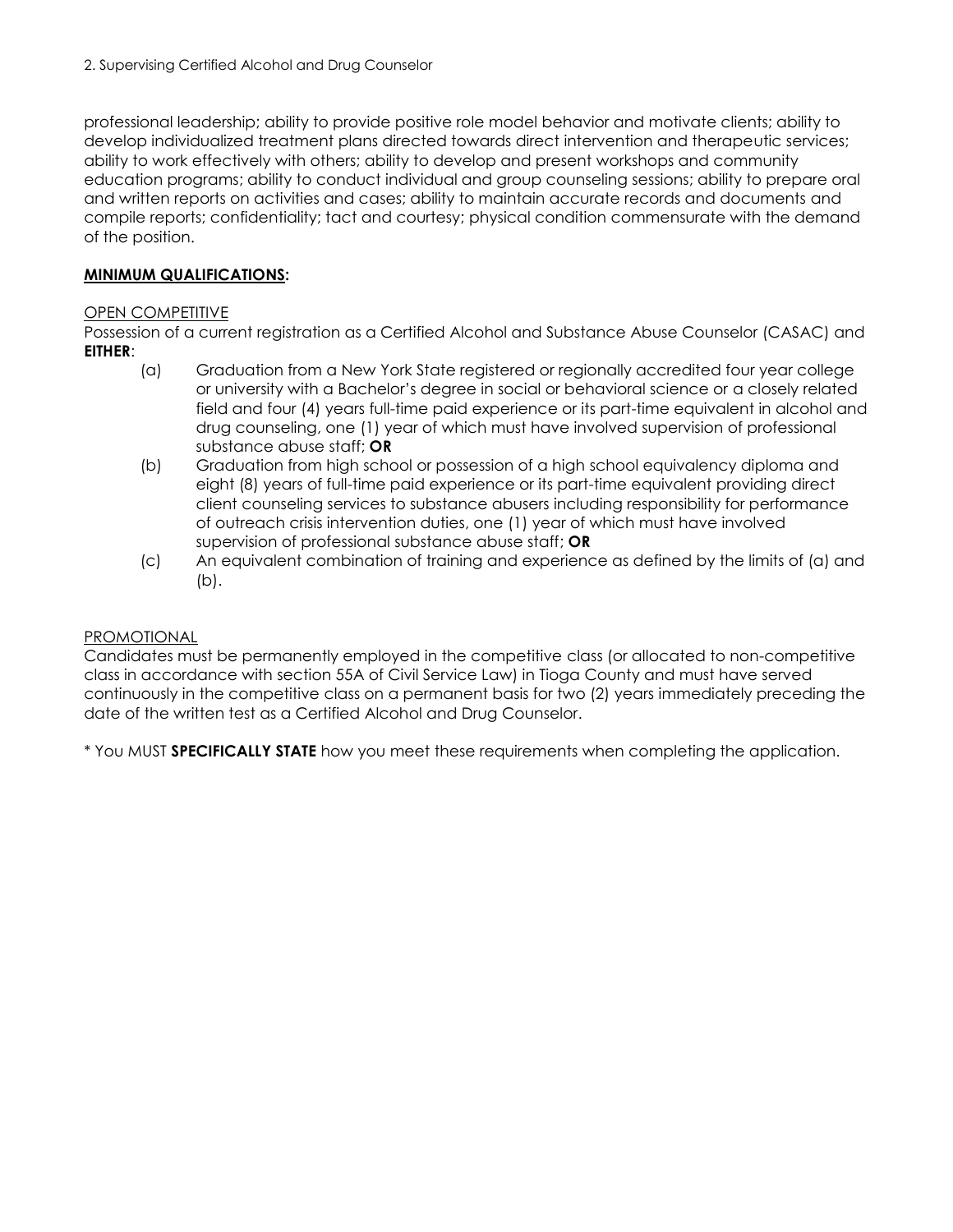professional leadership; ability to provide positive role model behavior and motivate clients; ability to develop individualized treatment plans directed towards direct intervention and therapeutic services; ability to work effectively with others; ability to develop and present workshops and community education programs; ability to conduct individual and group counseling sessions; ability to prepare oral and written reports on activities and cases; ability to maintain accurate records and documents and compile reports; confidentiality; tact and courtesy; physical condition commensurate with the demand of the position.

**MINIMUM QUALIFICATIONS:**

OPEN COMPETITIVE

Possession of a current registration as a Certified Alcohol and Substance Abuse Counselor (CASAC) and **EITHER**:

(a) Graduation from a New York State registered or regionally accredited four year college or university with a Bachelor's degree in social or behavioral science or a closely related field and four (4) years full-time paid experience or its part-time equivalent in alcohol and drug counseling, one (1) year of which must have involved supervision of professional substance abuse staff; **OR**

(b) Graduation from high school or possession of a high school equivalency diploma and eight (8) years of full-time paid experience or its part-time equivalent providing direct client counseling services to substance abusers including responsibility for performance of outreach crisis intervention duties, one (1) year of which must have involved supervision of professional substance abuse staff; **OR**

(c) An equivalent combination of training and experience as defined by the limits of (a) and (b).

PROMOTIONAL

Candidates must be permanently employed in the competitive class (or allocated to non-competitive class in accordance with section 55A of Civil Service Law) in Tioga County and must have served continuously in the competitive class on a permanent basis for two (2) years immediately preceding the date of the written test as a Certified Alcohol and Drug Counselor.

* You MUST **SPECIFICALLY STATE** how you meet these requirements when completing the application.